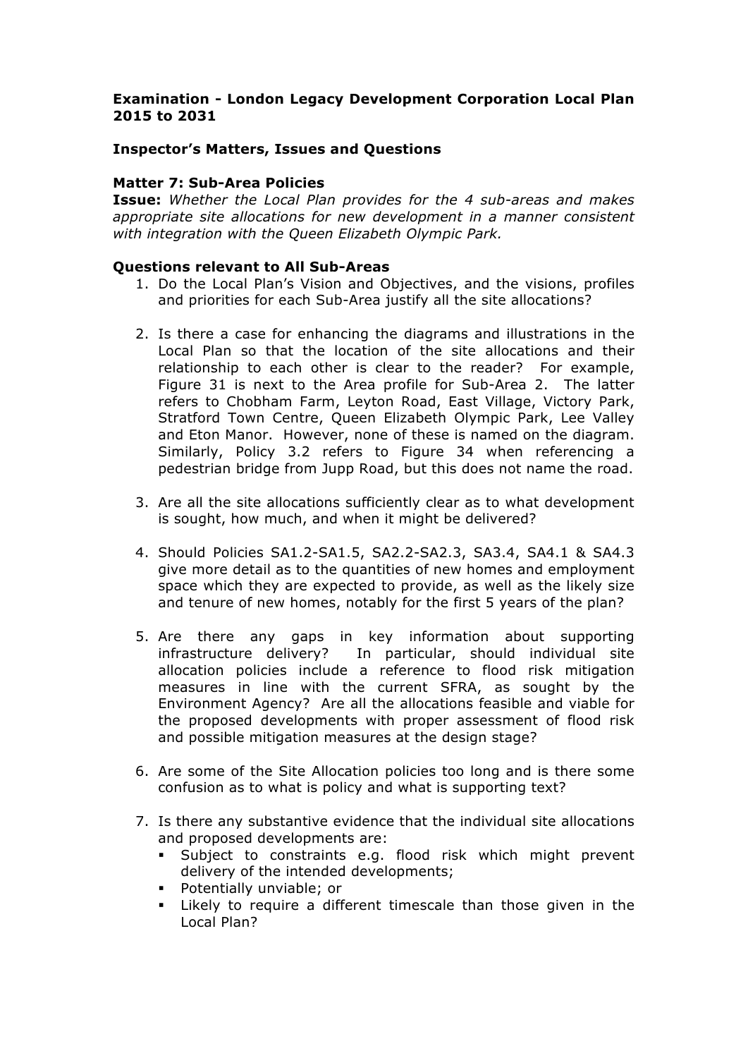**Examination - London Legacy Development Corporation Local Plan 2015 to 2031**

**Inspector's Matters, Issues and Questions**

**Matter 7: Sub-Area Policies**

**Issue:** *Whether the Local Plan provides for the 4 sub-areas and makes appropriate site allocations for new development in a manner consistent with integration with the Queen Elizabeth Olympic Park.*

**Questions relevant to All Sub-Areas**

1. Do the Local Plan's Vision and Objectives, and the visions, profiles and priorities for each Sub-Area justify all the site allocations?

2. Is there a case for enhancing the diagrams and illustrations in the Local Plan so that the location of the site allocations and their relationship to each other is clear to the reader? For example, Figure 31 is next to the Area profile for Sub-Area 2. The latter refers to Chobham Farm, Leyton Road, East Village, Victory Park, Stratford Town Centre, Queen Elizabeth Olympic Park, Lee Valley and Eton Manor. However, none of these is named on the diagram. Similarly, Policy 3.2 refers to Figure 34 when referencing a pedestrian bridge from Jupp Road, but this does not name the road.

3. Are all the site allocations sufficiently clear as to what development is sought, how much, and when it might be delivered?

4. Should Policies SA1.2-SA1.5, SA2.2-SA2.3, SA3.4, SA4.1 & SA4.3 give more detail as to the quantities of new homes and employment space which they are expected to provide, as well as the likely size and tenure of new homes, notably for the first 5 years of the plan?

5. Are there any gaps in key information about supporting infrastructure delivery? In particular, should individual site allocation policies include a reference to flood risk mitigation measures in line with the current SFRA, as sought by the Environment Agency? Are all the allocations feasible and viable for the proposed developments with proper assessment of flood risk and possible mitigation measures at the design stage?

6. Are some of the Site Allocation policies too long and is there some confusion as to what is policy and what is supporting text?

7. Is there any substantive evidence that the individual site allocations and proposed developments are:
   - Subject to constraints e.g. flood risk which might prevent delivery of the intended developments;
   - Potentially unviable; or
   - Likely to require a different timescale than those given in the Local Plan?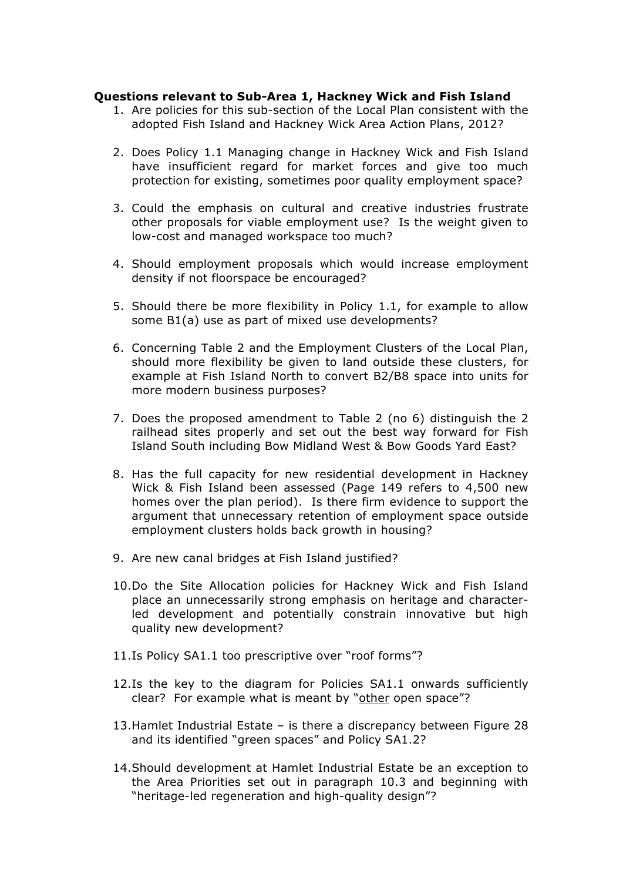**Questions relevant to Sub-Area 1, Hackney Wick and Fish Island**

1. Are policies for this sub-section of the Local Plan consistent with the adopted Fish Island and Hackney Wick Area Action Plans, 2012?

2. Does Policy 1.1 Managing change in Hackney Wick and Fish Island have insufficient regard for market forces and give too much protection for existing, sometimes poor quality employment space?

3. Could the emphasis on cultural and creative industries frustrate other proposals for viable employment use? Is the weight given to low-cost and managed workspace too much?

4. Should employment proposals which would increase employment density if not floorspace be encouraged?

5. Should there be more flexibility in Policy 1.1, for example to allow some B1(a) use as part of mixed use developments?

6. Concerning Table 2 and the Employment Clusters of the Local Plan, should more flexibility be given to land outside these clusters, for example at Fish Island North to convert B2/B8 space into units for more modern business purposes?

7. Does the proposed amendment to Table 2 (no 6) distinguish the 2 railhead sites properly and set out the best way forward for Fish Island South including Bow Midland West & Bow Goods Yard East?

8. Has the full capacity for new residential development in Hackney Wick & Fish Island been assessed (Page 149 refers to 4,500 new homes over the plan period). Is there firm evidence to support the argument that unnecessary retention of employment space outside employment clusters holds back growth in housing?

9. Are new canal bridges at Fish Island justified?

10. Do the Site Allocation policies for Hackney Wick and Fish Island place an unnecessarily strong emphasis on heritage and character-led development and potentially constrain innovative but high quality new development?

11. Is Policy SA1.1 too prescriptive over "roof forms"?

12. Is the key to the diagram for Policies SA1.1 onwards sufficiently clear? For example what is meant by "<u>other</u> open space"?

13. Hamlet Industrial Estate – is there a discrepancy between Figure 28 and its identified "green spaces" and Policy SA1.2?

14. Should development at Hamlet Industrial Estate be an exception to the Area Priorities set out in paragraph 10.3 and beginning with "heritage-led regeneration and high-quality design"?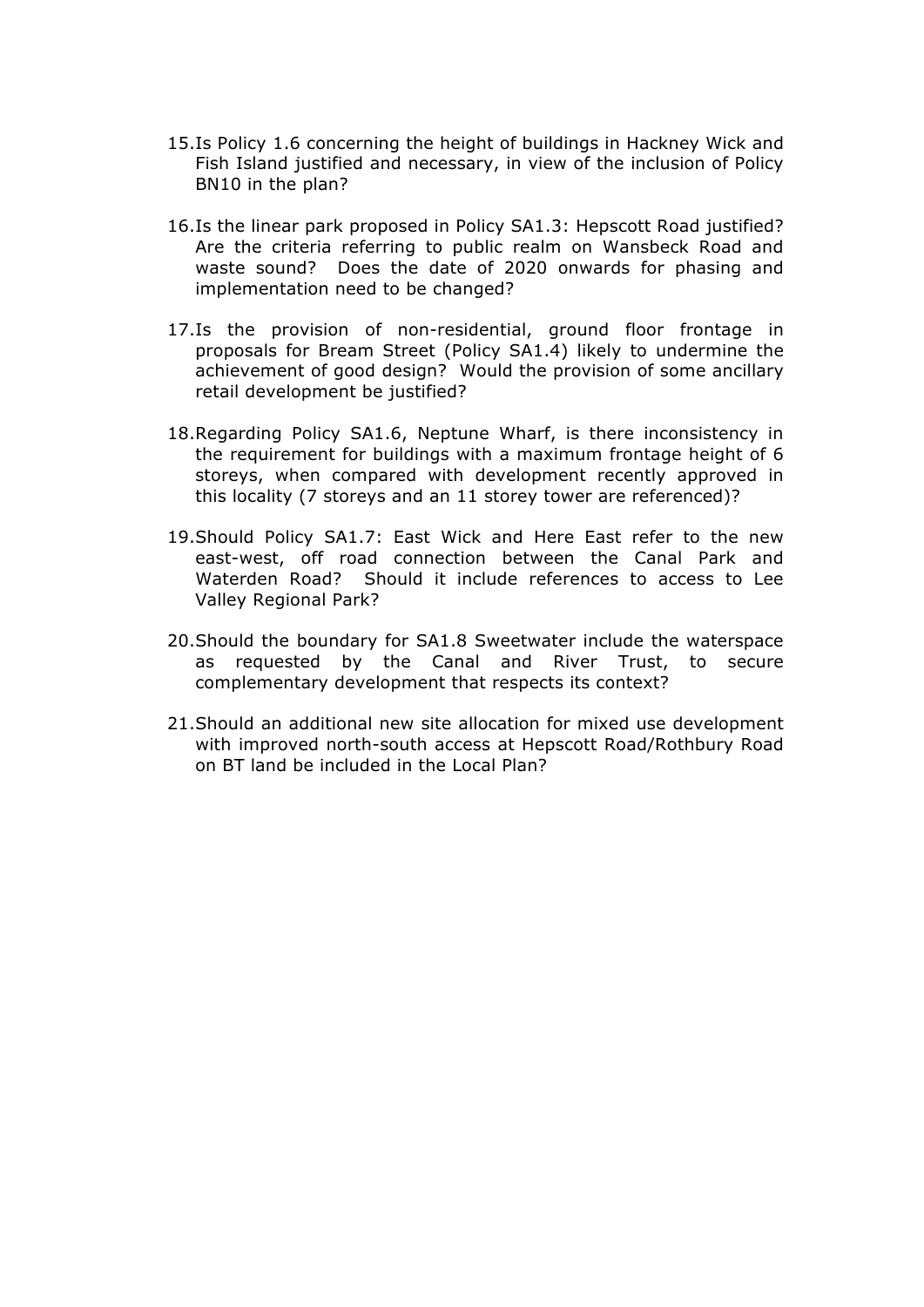15. Is Policy 1.6 concerning the height of buildings in Hackney Wick and Fish Island justified and necessary, in view of the inclusion of Policy BN10 in the plan?

16. Is the linear park proposed in Policy SA1.3: Hepscott Road justified? Are the criteria referring to public realm on Wansbeck Road and waste sound? Does the date of 2020 onwards for phasing and implementation need to be changed?

17. Is the provision of non-residential, ground floor frontage in proposals for Bream Street (Policy SA1.4) likely to undermine the achievement of good design? Would the provision of some ancillary retail development be justified?

18. Regarding Policy SA1.6, Neptune Wharf, is there inconsistency in the requirement for buildings with a maximum frontage height of 6 storeys, when compared with development recently approved in this locality (7 storeys and an 11 storey tower are referenced)?

19. Should Policy SA1.7: East Wick and Here East refer to the new east-west, off road connection between the Canal Park and Waterden Road? Should it include references to access to Lee Valley Regional Park?

20. Should the boundary for SA1.8 Sweetwater include the waterspace as requested by the Canal and River Trust, to secure complementary development that respects its context?

21. Should an additional new site allocation for mixed use development with improved north-south access at Hepscott Road/Rothbury Road on BT land be included in the Local Plan?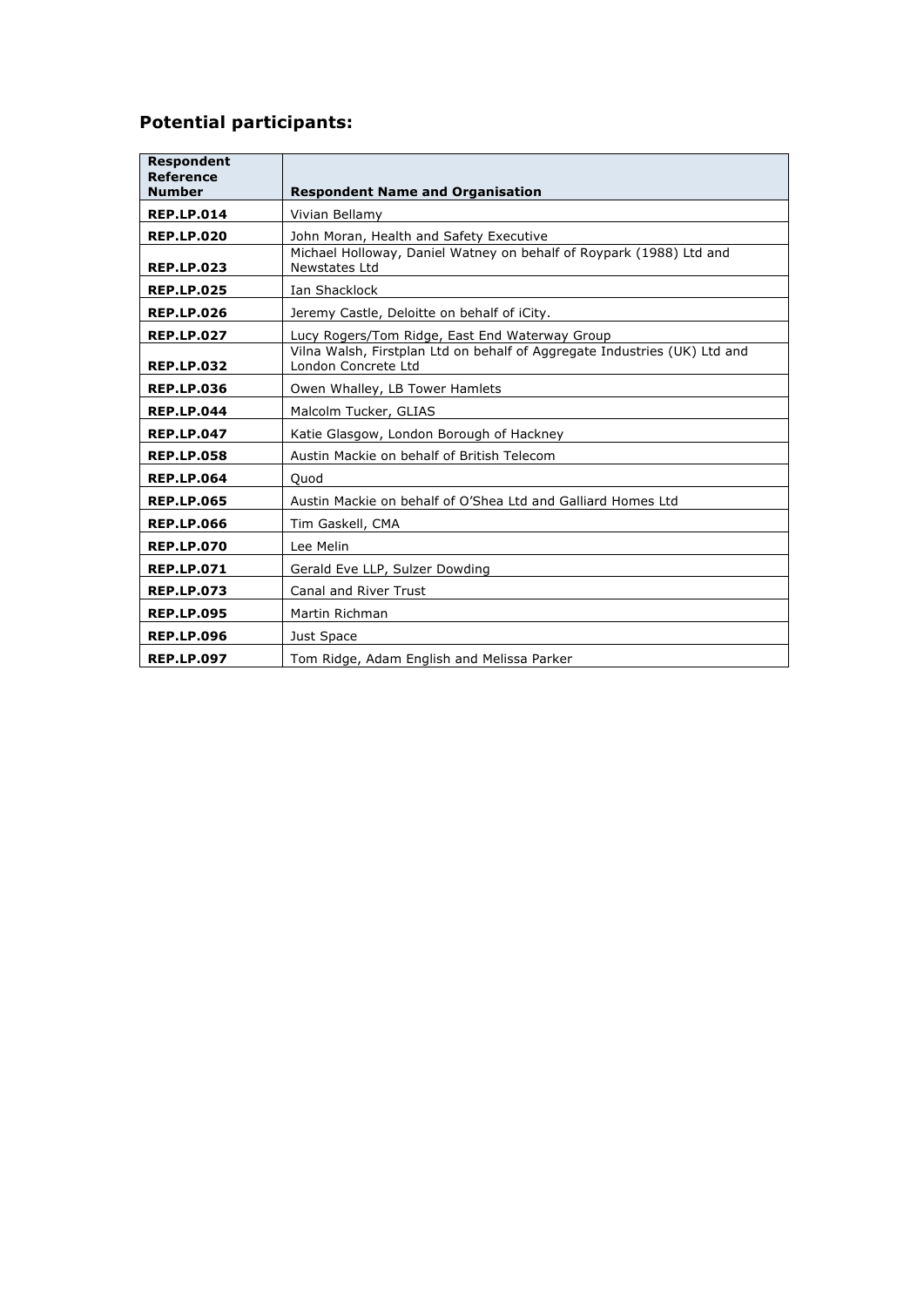## Potential participants:

| Respondent Reference Number | Respondent Name and Organisation |
|---|---|
| **REP.LP.014** | Vivian Bellamy |
| **REP.LP.020** | John Moran, Health and Safety Executive |
| **REP.LP.023** | Michael Holloway, Daniel Watney on behalf of Roypark (1988) Ltd and Newstates Ltd |
| **REP.LP.025** | Ian Shacklock |
| **REP.LP.026** | Jeremy Castle, Deloitte on behalf of iCity. |
| **REP.LP.027** | Lucy Rogers/Tom Ridge, East End Waterway Group |
| **REP.LP.032** | Vilna Walsh, Firstplan Ltd on behalf of Aggregate Industries (UK) Ltd and London Concrete Ltd |
| **REP.LP.036** | Owen Whalley, LB Tower Hamlets |
| **REP.LP.044** | Malcolm Tucker, GLIAS |
| **REP.LP.047** | Katie Glasgow, London Borough of Hackney |
| **REP.LP.058** | Austin Mackie on behalf of British Telecom |
| **REP.LP.064** | Quod |
| **REP.LP.065** | Austin Mackie on behalf of O'Shea Ltd and Galliard Homes Ltd |
| **REP.LP.066** | Tim Gaskell, CMA |
| **REP.LP.070** | Lee Melin |
| **REP.LP.071** | Gerald Eve LLP, Sulzer Dowding |
| **REP.LP.073** | Canal and River Trust |
| **REP.LP.095** | Martin Richman |
| **REP.LP.096** | Just Space |
| **REP.LP.097** | Tom Ridge, Adam English and Melissa Parker |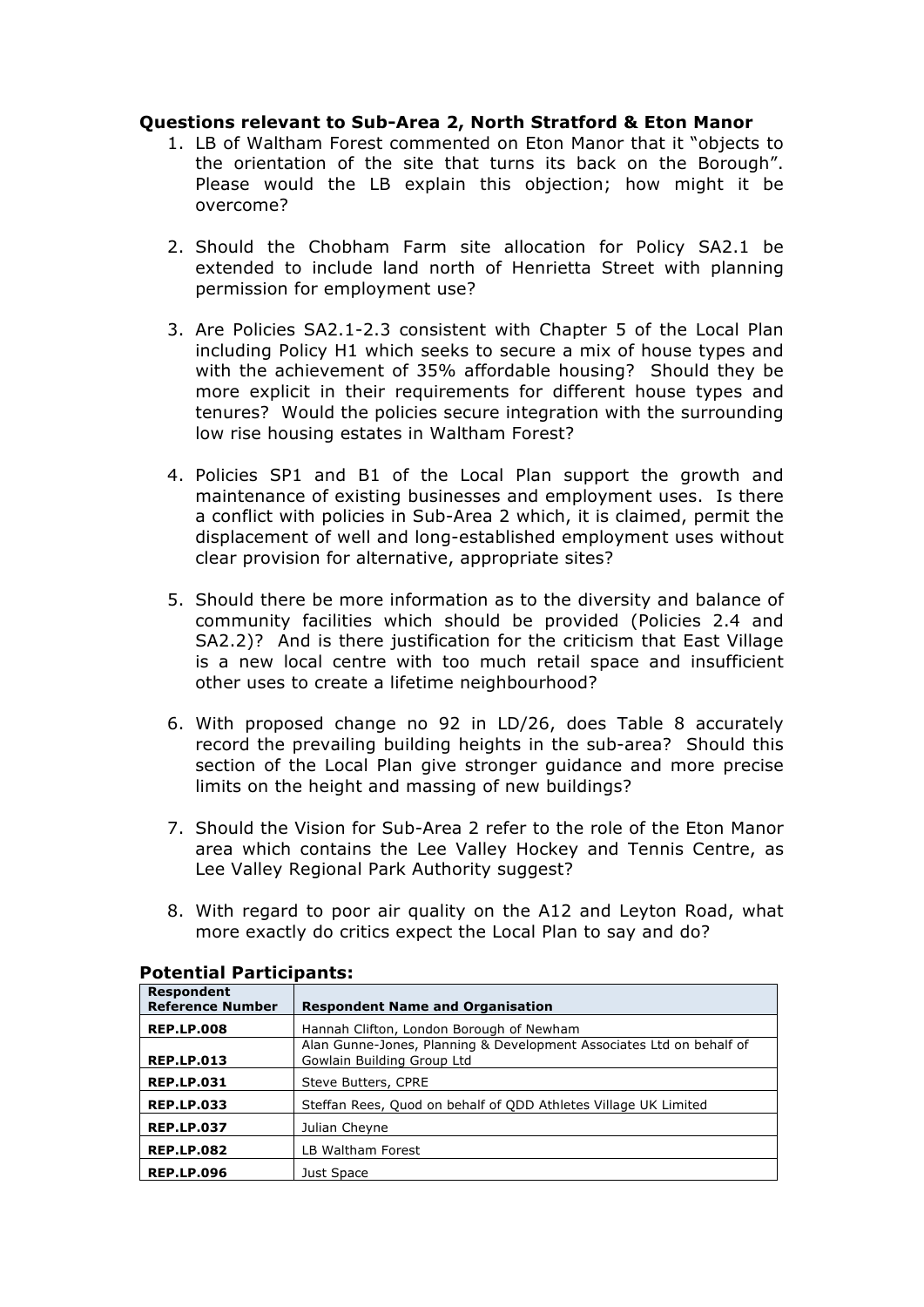**Questions relevant to Sub-Area 2, North Stratford & Eton Manor**

1. LB of Waltham Forest commented on Eton Manor that it "objects to the orientation of the site that turns its back on the Borough". Please would the LB explain this objection; how might it be overcome?

2. Should the Chobham Farm site allocation for Policy SA2.1 be extended to include land north of Henrietta Street with planning permission for employment use?

3. Are Policies SA2.1-2.3 consistent with Chapter 5 of the Local Plan including Policy H1 which seeks to secure a mix of house types and with the achievement of 35% affordable housing? Should they be more explicit in their requirements for different house types and tenures? Would the policies secure integration with the surrounding low rise housing estates in Waltham Forest?

4. Policies SP1 and B1 of the Local Plan support the growth and maintenance of existing businesses and employment uses. Is there a conflict with policies in Sub-Area 2 which, it is claimed, permit the displacement of well and long-established employment uses without clear provision for alternative, appropriate sites?

5. Should there be more information as to the diversity and balance of community facilities which should be provided (Policies 2.4 and SA2.2)? And is there justification for the criticism that East Village is a new local centre with too much retail space and insufficient other uses to create a lifetime neighbourhood?

6. With proposed change no 92 in LD/26, does Table 8 accurately record the prevailing building heights in the sub-area? Should this section of the Local Plan give stronger guidance and more precise limits on the height and massing of new buildings?

7. Should the Vision for Sub-Area 2 refer to the role of the Eton Manor area which contains the Lee Valley Hockey and Tennis Centre, as Lee Valley Regional Park Authority suggest?

8. With regard to poor air quality on the A12 and Leyton Road, what more exactly do critics expect the Local Plan to say and do?

**Potential Participants:**

| Respondent Reference Number | Respondent Name and Organisation |
|---|---|
| REP.LP.008 | Hannah Clifton, London Borough of Newham |
| REP.LP.013 | Alan Gunne-Jones, Planning & Development Associates Ltd on behalf of Gowlain Building Group Ltd |
| REP.LP.031 | Steve Butters, CPRE |
| REP.LP.033 | Steffan Rees, Quod on behalf of QDD Athletes Village UK Limited |
| REP.LP.037 | Julian Cheyne |
| REP.LP.082 | LB Waltham Forest |
| REP.LP.096 | Just Space |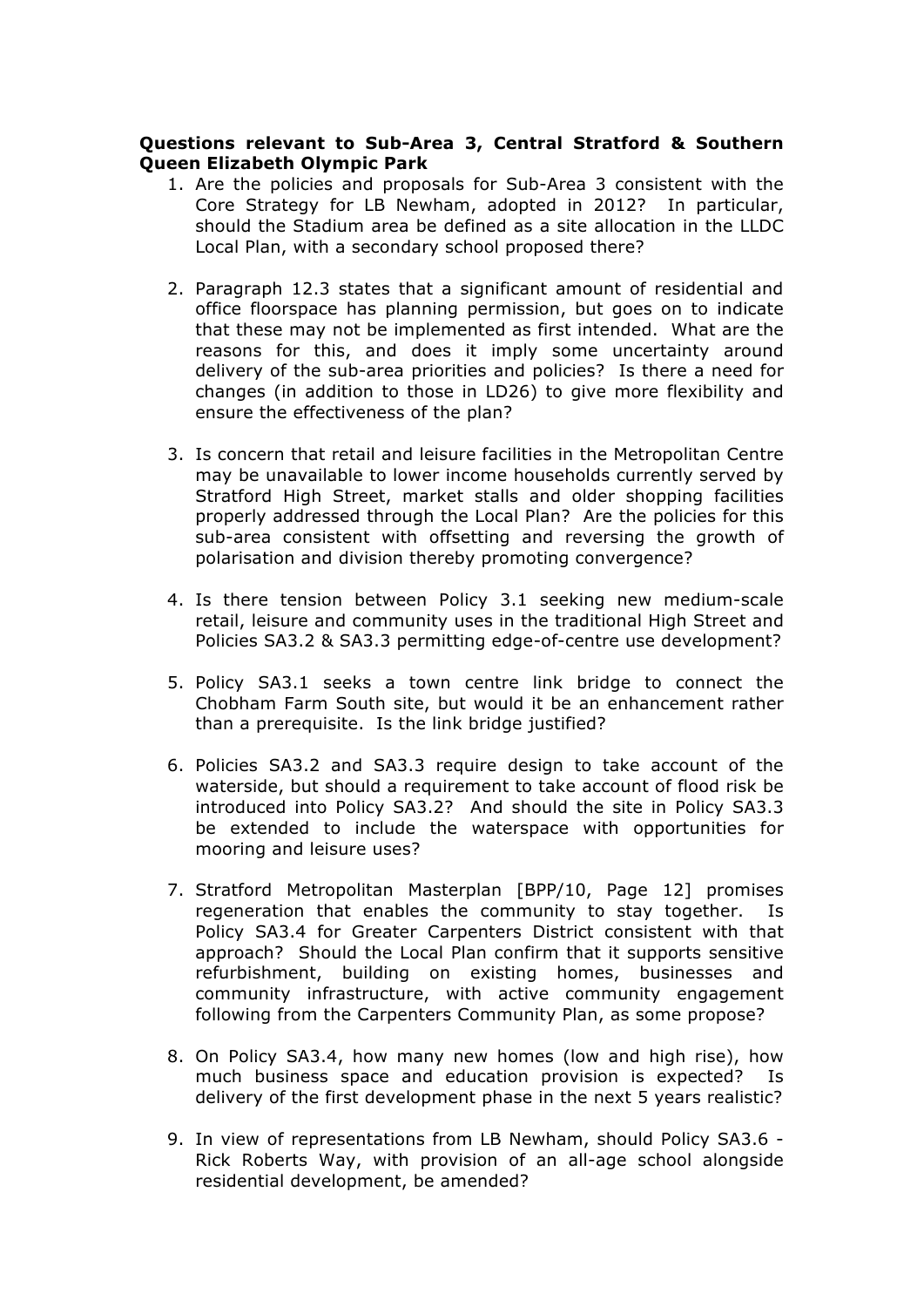**Questions relevant to Sub-Area 3, Central Stratford & Southern Queen Elizabeth Olympic Park**

1. Are the policies and proposals for Sub-Area 3 consistent with the Core Strategy for LB Newham, adopted in 2012? In particular, should the Stadium area be defined as a site allocation in the LLDC Local Plan, with a secondary school proposed there?

2. Paragraph 12.3 states that a significant amount of residential and office floorspace has planning permission, but goes on to indicate that these may not be implemented as first intended. What are the reasons for this, and does it imply some uncertainty around delivery of the sub-area priorities and policies? Is there a need for changes (in addition to those in LD26) to give more flexibility and ensure the effectiveness of the plan?

3. Is concern that retail and leisure facilities in the Metropolitan Centre may be unavailable to lower income households currently served by Stratford High Street, market stalls and older shopping facilities properly addressed through the Local Plan? Are the policies for this sub-area consistent with offsetting and reversing the growth of polarisation and division thereby promoting convergence?

4. Is there tension between Policy 3.1 seeking new medium-scale retail, leisure and community uses in the traditional High Street and Policies SA3.2 & SA3.3 permitting edge-of-centre use development?

5. Policy SA3.1 seeks a town centre link bridge to connect the Chobham Farm South site, but would it be an enhancement rather than a prerequisite. Is the link bridge justified?

6. Policies SA3.2 and SA3.3 require design to take account of the waterside, but should a requirement to take account of flood risk be introduced into Policy SA3.2? And should the site in Policy SA3.3 be extended to include the waterspace with opportunities for mooring and leisure uses?

7. Stratford Metropolitan Masterplan [BPP/10, Page 12] promises regeneration that enables the community to stay together. Is Policy SA3.4 for Greater Carpenters District consistent with that approach? Should the Local Plan confirm that it supports sensitive refurbishment, building on existing homes, businesses and community infrastructure, with active community engagement following from the Carpenters Community Plan, as some propose?

8. On Policy SA3.4, how many new homes (low and high rise), how much business space and education provision is expected? Is delivery of the first development phase in the next 5 years realistic?

9. In view of representations from LB Newham, should Policy SA3.6 - Rick Roberts Way, with provision of an all-age school alongside residential development, be amended?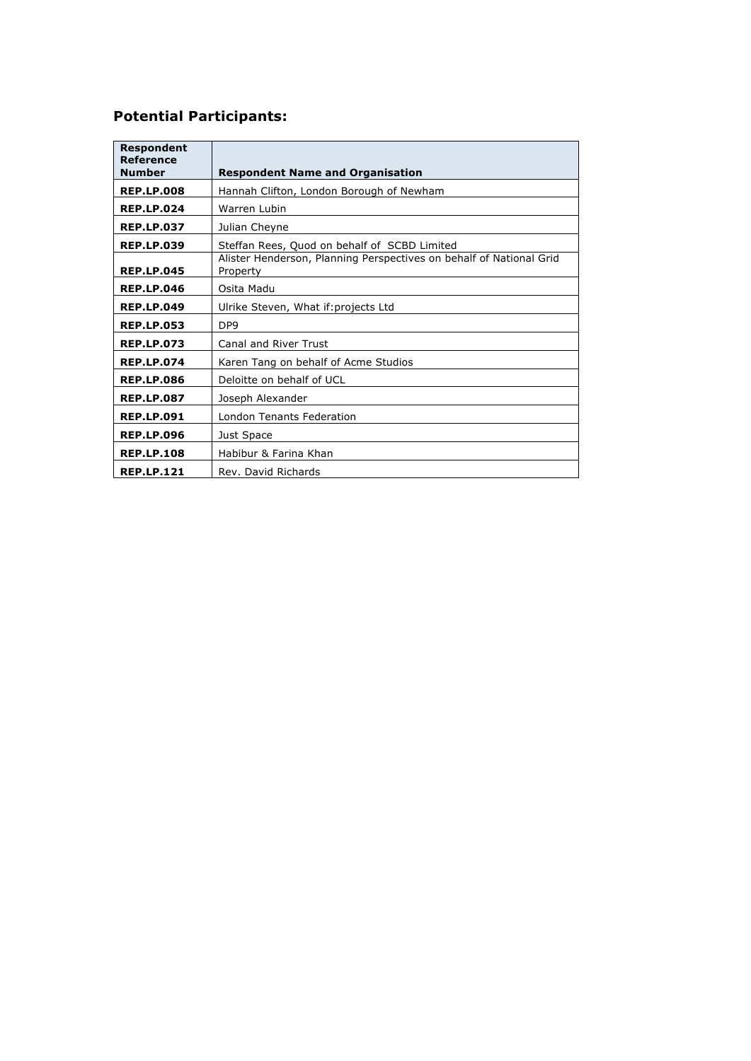### Potential Participants:

| Respondent Reference Number | Respondent Name and Organisation |
|---|---|
| **REP.LP.008** | Hannah Clifton, London Borough of Newham |
| **REP.LP.024** | Warren Lubin |
| **REP.LP.037** | Julian Cheyne |
| **REP.LP.039** | Steffan Rees, Quod on behalf of SCBD Limited |
| **REP.LP.045** | Alister Henderson, Planning Perspectives on behalf of National Grid Property |
| **REP.LP.046** | Osita Madu |
| **REP.LP.049** | Ulrike Steven, What if:projects Ltd |
| **REP.LP.053** | DP9 |
| **REP.LP.073** | Canal and River Trust |
| **REP.LP.074** | Karen Tang on behalf of Acme Studios |
| **REP.LP.086** | Deloitte on behalf of UCL |
| **REP.LP.087** | Joseph Alexander |
| **REP.LP.091** | London Tenants Federation |
| **REP.LP.096** | Just Space |
| **REP.LP.108** | Habibur & Farina Khan |
| **REP.LP.121** | Rev. David Richards |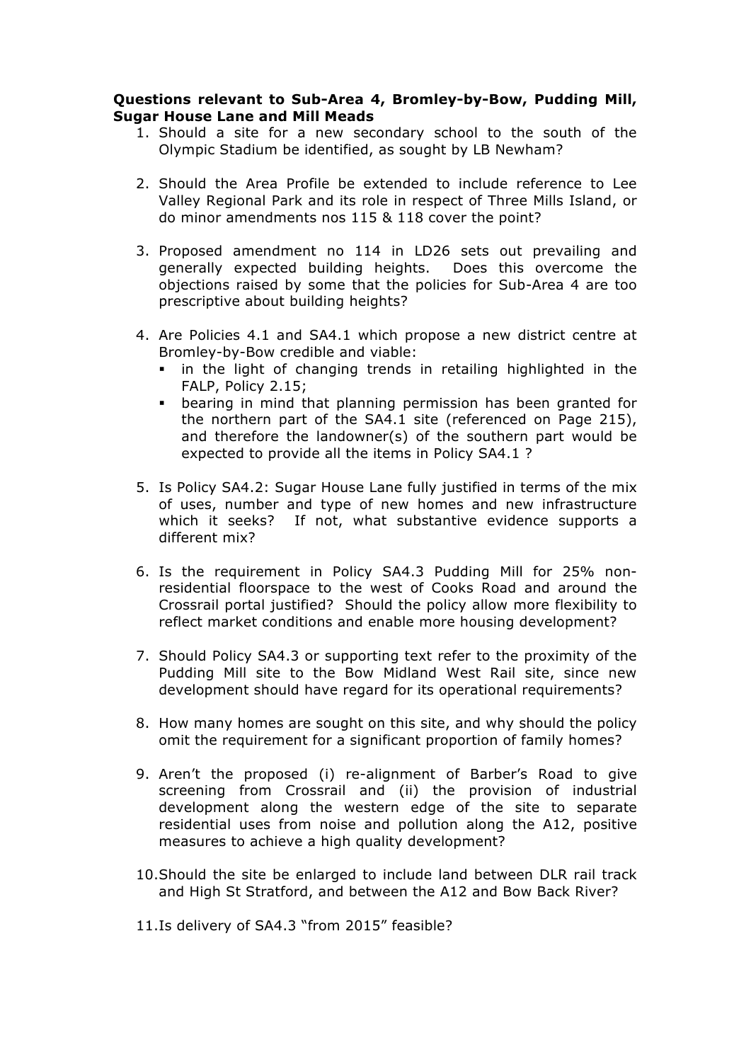**Questions relevant to Sub-Area 4, Bromley-by-Bow, Pudding Mill, Sugar House Lane and Mill Meads**

1. Should a site for a new secondary school to the south of the Olympic Stadium be identified, as sought by LB Newham?

2. Should the Area Profile be extended to include reference to Lee Valley Regional Park and its role in respect of Three Mills Island, or do minor amendments nos 115 & 118 cover the point?

3. Proposed amendment no 114 in LD26 sets out prevailing and generally expected building heights. Does this overcome the objections raised by some that the policies for Sub-Area 4 are too prescriptive about building heights?

4. Are Policies 4.1 and SA4.1 which propose a new district centre at Bromley-by-Bow credible and viable:
   - in the light of changing trends in retailing highlighted in the FALP, Policy 2.15;
   - bearing in mind that planning permission has been granted for the northern part of the SA4.1 site (referenced on Page 215), and therefore the landowner(s) of the southern part would be expected to provide all the items in Policy SA4.1 ?

5. Is Policy SA4.2: Sugar House Lane fully justified in terms of the mix of uses, number and type of new homes and new infrastructure which it seeks? If not, what substantive evidence supports a different mix?

6. Is the requirement in Policy SA4.3 Pudding Mill for 25% non-residential floorspace to the west of Cooks Road and around the Crossrail portal justified? Should the policy allow more flexibility to reflect market conditions and enable more housing development?

7. Should Policy SA4.3 or supporting text refer to the proximity of the Pudding Mill site to the Bow Midland West Rail site, since new development should have regard for its operational requirements?

8. How many homes are sought on this site, and why should the policy omit the requirement for a significant proportion of family homes?

9. Aren't the proposed (i) re-alignment of Barber's Road to give screening from Crossrail and (ii) the provision of industrial development along the western edge of the site to separate residential uses from noise and pollution along the A12, positive measures to achieve a high quality development?

10. Should the site be enlarged to include land between DLR rail track and High St Stratford, and between the A12 and Bow Back River?

11. Is delivery of SA4.3 "from 2015" feasible?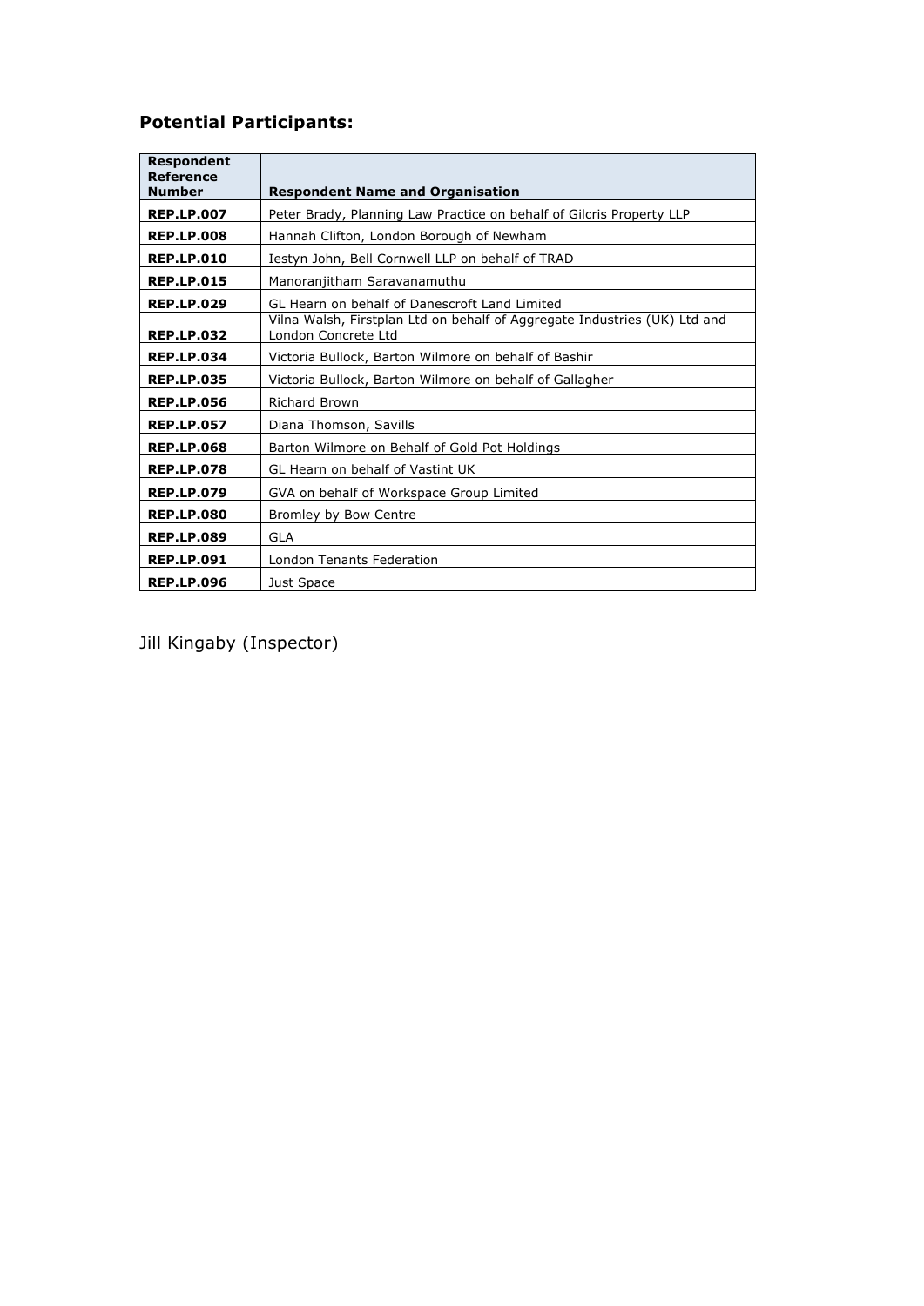## Potential Participants:

| Respondent Reference Number | Respondent Name and Organisation |
|---|---|
| **REP.LP.007** | Peter Brady, Planning Law Practice on behalf of Gilcris Property LLP |
| **REP.LP.008** | Hannah Clifton, London Borough of Newham |
| **REP.LP.010** | Iestyn John, Bell Cornwell LLP on behalf of TRAD |
| **REP.LP.015** | Manoranjitham Saravanamuthu |
| **REP.LP.029** | GL Hearn on behalf of Danescroft Land Limited |
| **REP.LP.032** | Vilna Walsh, Firstplan Ltd on behalf of Aggregate Industries (UK) Ltd and London Concrete Ltd |
| **REP.LP.034** | Victoria Bullock, Barton Wilmore on behalf of Bashir |
| **REP.LP.035** | Victoria Bullock, Barton Wilmore on behalf of Gallagher |
| **REP.LP.056** | Richard Brown |
| **REP.LP.057** | Diana Thomson, Savills |
| **REP.LP.068** | Barton Wilmore on Behalf of Gold Pot Holdings |
| **REP.LP.078** | GL Hearn on behalf of Vastint UK |
| **REP.LP.079** | GVA on behalf of Workspace Group Limited |
| **REP.LP.080** | Bromley by Bow Centre |
| **REP.LP.089** | GLA |
| **REP.LP.091** | London Tenants Federation |
| **REP.LP.096** | Just Space |

Jill Kingaby (Inspector)